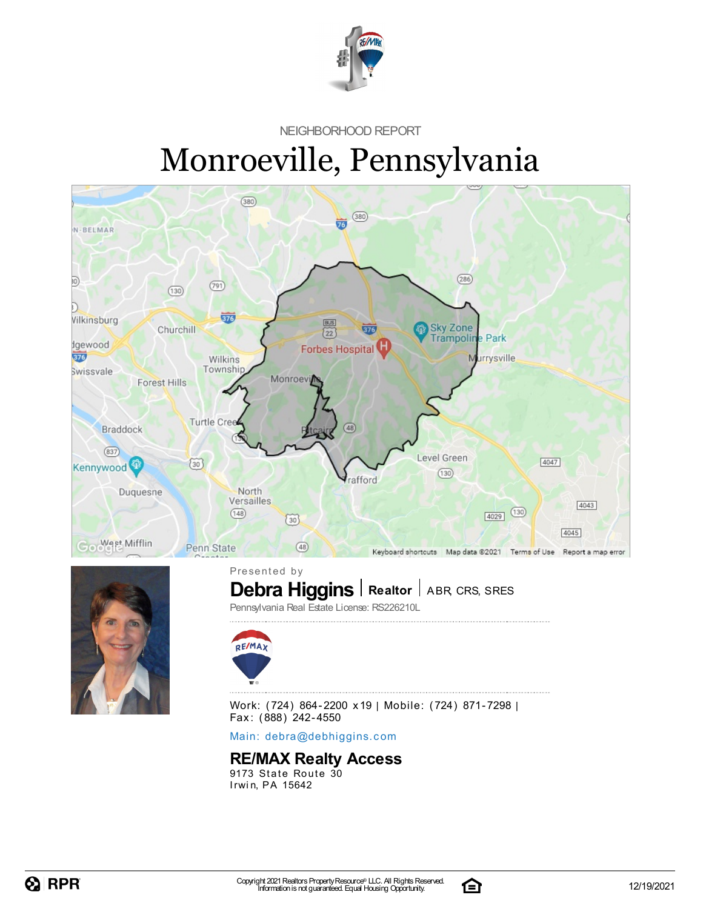NEIGHBORHOOD REPORT

# Monroeville, Pennsylvania

Presented by

**Debra Higgins** | **Realtor** | ABR, CRS, SRES

Pennsylvania Real Estate License: RS226210L

Work: (724) 864-2200 x19 | Mobile: (724) 871-7298 |
Fax: (888) 242-4550

Main: debra@debhiggins.com

## RE/MAX Realty Access

9173 State Route 30
Irwin, PA 15642

Copyright 2021 Realtors Property Resource® LLC. All Rights Reserved.
Information is not guaranteed. Equal Housing Opportunity.

12/19/2021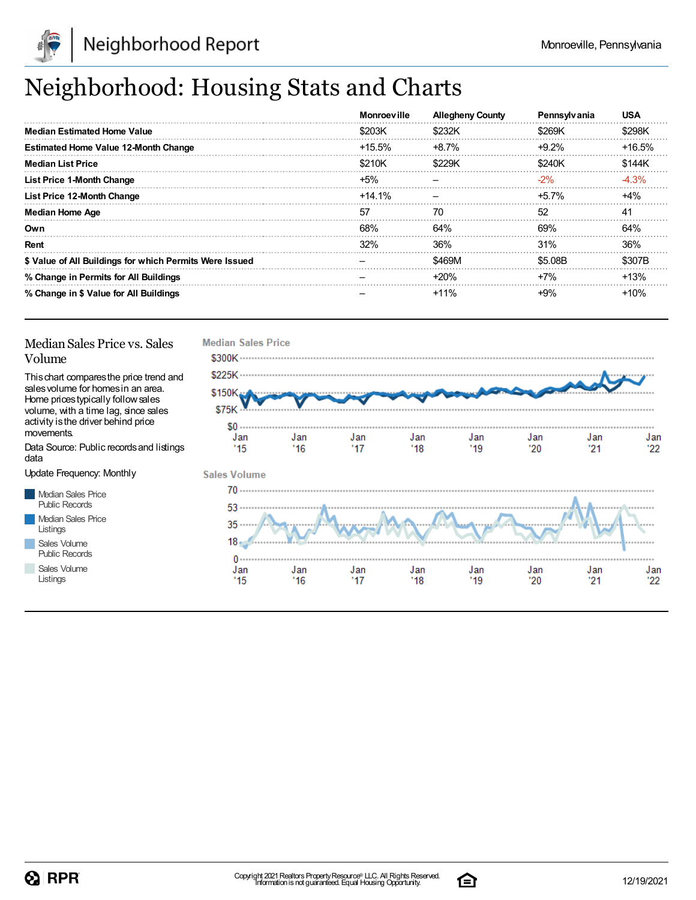# Neighborhood: Housing Stats and Charts

| | Monroeville | Allegheny County | Pennsylvania | USA |
|---|---|---|---|---|
| **Median Estimated Home Value** | $203K | $232K | $269K | $298K |
| **Estimated Home Value 12-Month Change** | +15.5% | +8.7% | +9.2% | +16.5% |
| **Median List Price** | $210K | $229K | $240K | $144K |
| **List Price 1-Month Change** | +5% | – | -2% | -4.3% |
| **List Price 12-Month Change** | +14.1% | – | +5.7% | +4% |
| **Median Home Age** | 57 | 70 | 52 | 41 |
| **Own** | 68% | 64% | 69% | 64% |
| **Rent** | 32% | 36% | 31% | 36% |
| **$ Value of All Buildings for which Permits Were Issued** | – | $469M | $5.08B | $307B |
| **% Change in Permits for All Buildings** | – | +20% | +7% | +13% |
| **% Change in $ Value for All Buildings** | – | +11% | +9% | +10% |

## Median Sales Price vs. Sales Volume

This chart compares the price trend and sales volume for homes in an area. Home prices typically follow sales volume, with a time lag, since sales activity is the driver behind price movements.

Data Source: Public records and listings data

Update Frequency: Monthly

- Median Sales Price Public Records
- Median Sales Price Listings
- Sales Volume Public Records
- Sales Volume Listings

**Median Sales Price**

$300K, $225K, $150K, $75K, $0

Jan '15, Jan '16, Jan '17, Jan '18, Jan '19, Jan '20, Jan '21, Jan '22

**Sales Volume**

70, 53, 35, 18, 0

Jan '15, Jan '16, Jan '17, Jan '18, Jan '19, Jan '20, Jan '21, Jan '22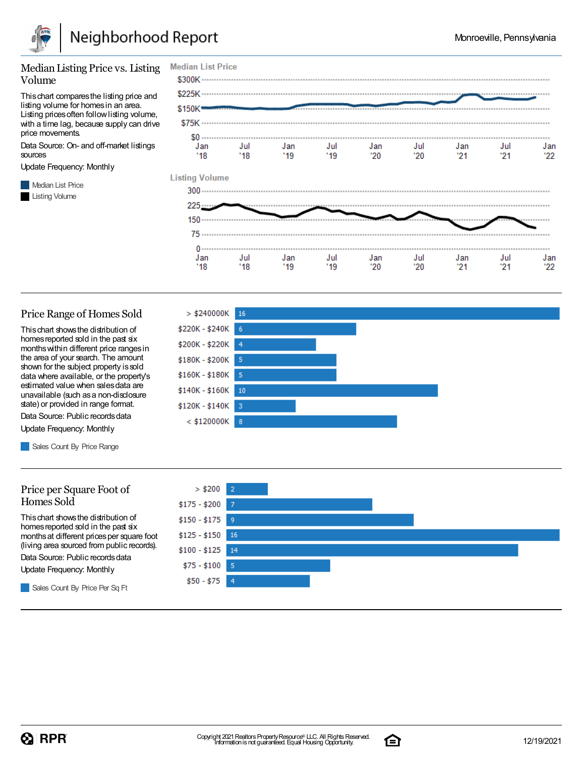## Median Listing Price vs. Listing Volume

This chart compares the listing price and listing volume for homes in an area. Listing prices often follow listing volume, with a time lag, because supply can drive price movements.

Data Source: On- and off-market listings sources

Update Frequency: Monthly

Median List Price

Listing Volume

**Median List Price**

$300K
$225K
$150K
$75K
$0

Jan '18, Jul '18, Jan '19, Jul '19, Jan '20, Jul '20, Jan '21, Jul '21, Jan '22

**Listing Volume**

300
225
150
75
0

Jan '18, Jul '18, Jan '19, Jul '19, Jan '20, Jul '20, Jan '21, Jul '21, Jan '22

## Price Range of Homes Sold

This chart shows the distribution of homes reported sold in the past six months within different price ranges in the area of your search. The amount shown for the subject property is sold data where available, or the property's estimated value when sales data are unavailable (such as a non-disclosure state) or provided in range format.

Data Source: Public records data

Update Frequency: Monthly

Sales Count By Price Range

| Price Range | Sales Count |
|---|---|
| > $240000K | 16 |
| $220K - $240K | 6 |
| $200K - $220K | 4 |
| $180K - $200K | 5 |
| $160K - $180K | 5 |
| $140K - $160K | 10 |
| $120K - $140K | 3 |
| < $120000K | 8 |

## Price per Square Foot of Homes Sold

This chart shows the distribution of homes reported sold in the past six months at different prices per square foot (living area sourced from public records).

Data Source: Public records data

Update Frequency: Monthly

Sales Count By Price Per Sq Ft

| Price Per Sq Ft | Sales Count |
|---|---|
| > $200 | 2 |
| $175 - $200 | 7 |
| $150 - $175 | 9 |
| $125 - $150 | 16 |
| $100 - $125 | 14 |
| $75 - $100 | 5 |
| $50 - $75 | 4 |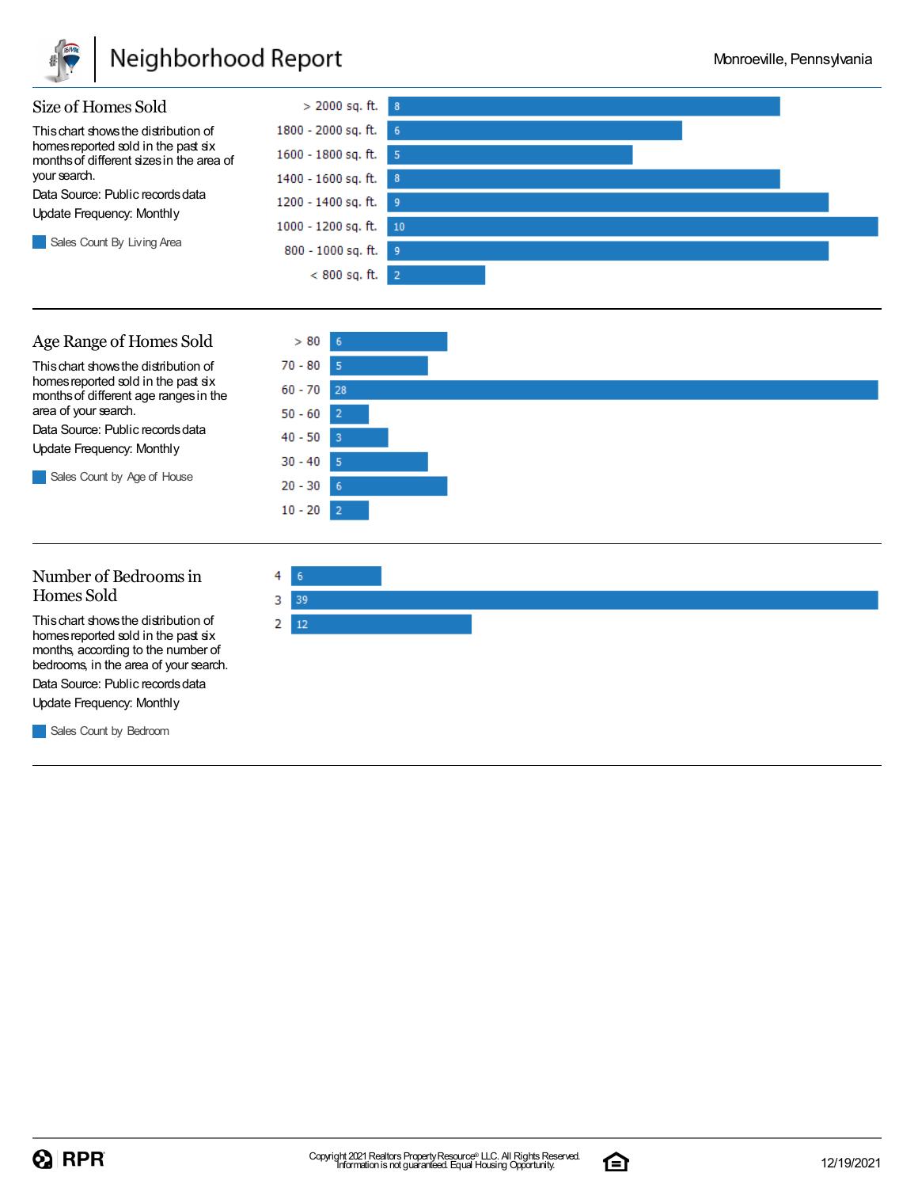## Size of Homes Sold

This chart shows the distribution of homes reported sold in the past six months of different sizes in the area of your search.

Data Source: Public records data

Update Frequency: Monthly

Sales Count By Living Area

| Living Area | Sales Count |
|---|---|
| > 2000 sq. ft. | 8 |
| 1800 - 2000 sq. ft. | 6 |
| 1600 - 1800 sq. ft. | 5 |
| 1400 - 1600 sq. ft. | 8 |
| 1200 - 1400 sq. ft. | 9 |
| 1000 - 1200 sq. ft. | 10 |
| 800 - 1000 sq. ft. | 9 |
| < 800 sq. ft. | 2 |

## Age Range of Homes Sold

This chart shows the distribution of homes reported sold in the past six months of different age ranges in the area of your search.

Data Source: Public records data

Update Frequency: Monthly

Sales Count by Age of House

| Age of House | Sales Count |
|---|---|
| > 80 | 6 |
| 70 - 80 | 5 |
| 60 - 70 | 28 |
| 50 - 60 | 2 |
| 40 - 50 | 3 |
| 30 - 40 | 5 |
| 20 - 30 | 6 |
| 10 - 20 | 2 |

## Number of Bedrooms in Homes Sold

This chart shows the distribution of homes reported sold in the past six months, according to the number of bedrooms, in the area of your search.

Data Source: Public records data

Update Frequency: Monthly

Sales Count by Bedroom

| Bedrooms | Sales Count |
|---|---|
| 4 | 6 |
| 3 | 39 |
| 2 | 12 |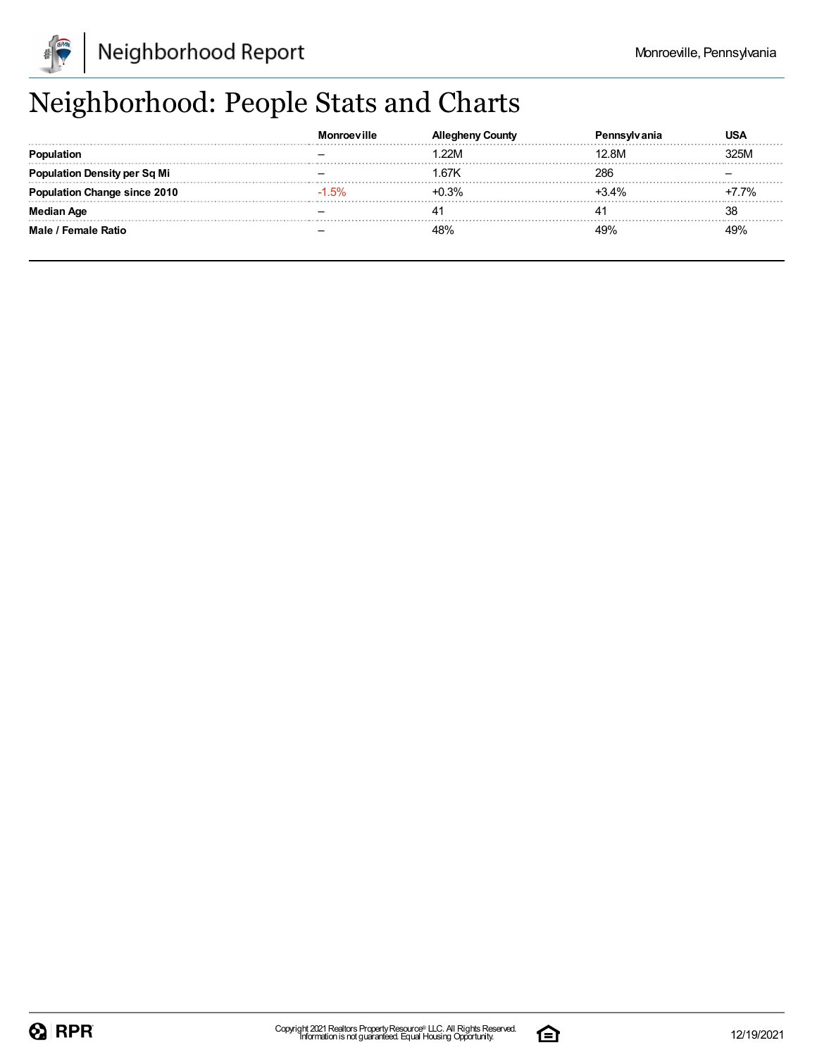# Neighborhood: People Stats and Charts

| | Monroeville | Allegheny County | Pennsylvania | USA |
|---|---|---|---|---|
| **Population** | – | 1.22M | 12.8M | 325M |
| **Population Density per Sq Mi** | – | 1.67K | 286 | – |
| **Population Change since 2010** | -1.5% | +0.3% | +3.4% | +7.7% |
| **Median Age** | – | 41 | 41 | 38 |
| **Male / Female Ratio** | – | 48% | 49% | 49% |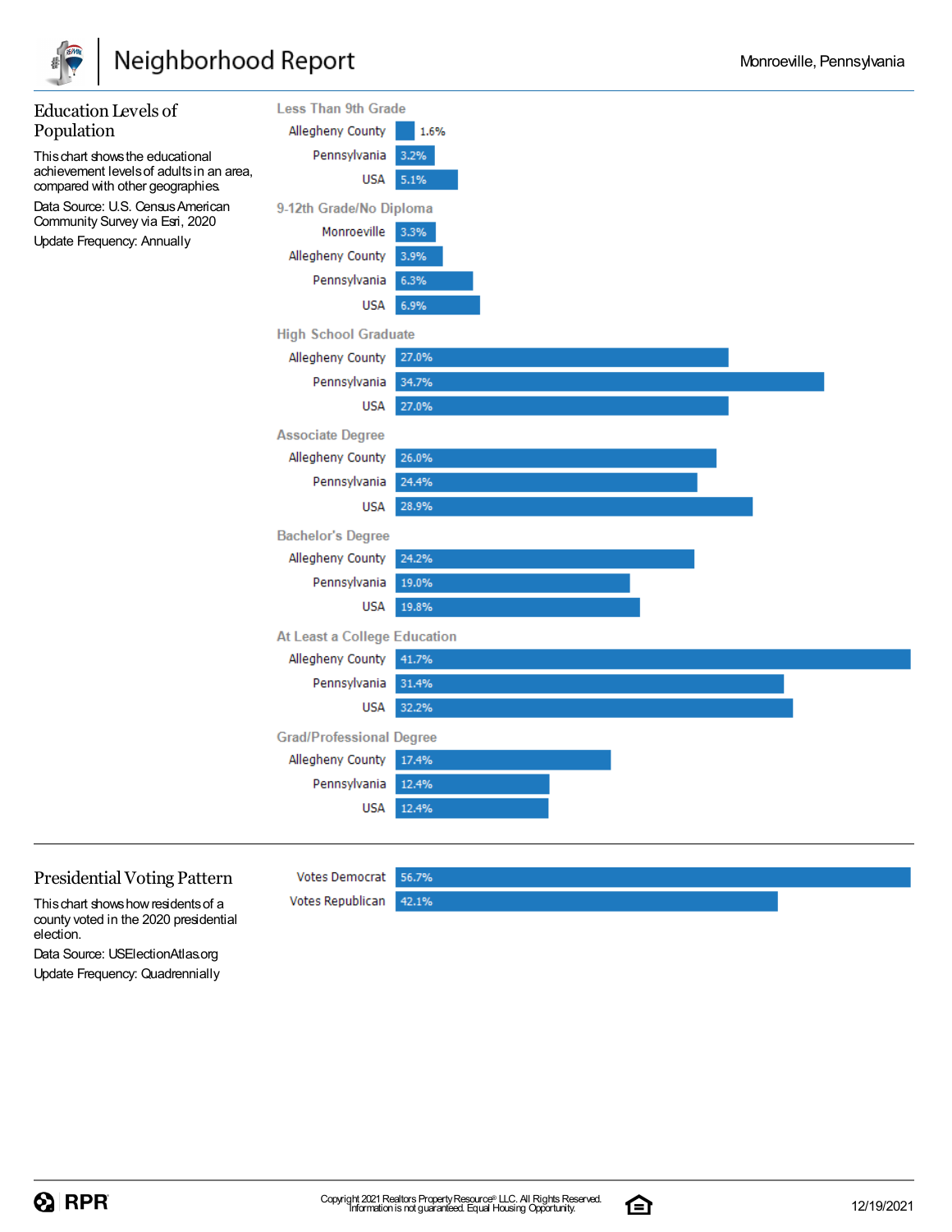## Education Levels of Population

This chart shows the educational achievement levels of adults in an area, compared with other geographies.

Data Source: U.S. Census American Community Survey via Esri, 2020

Update Frequency: Annually

**Less Than 9th Grade**

| Geography | Value |
|---|---|
| Allegheny County | 1.6% |
| Pennsylvania | 3.2% |
| USA | 5.1% |

**9-12th Grade/No Diploma**

| Geography | Value |
|---|---|
| Monroeville | 3.3% |
| Allegheny County | 3.9% |
| Pennsylvania | 6.3% |
| USA | 6.9% |

**High School Graduate**

| Geography | Value |
|---|---|
| Allegheny County | 27.0% |
| Pennsylvania | 34.7% |
| USA | 27.0% |

**Associate Degree**

| Geography | Value |
|---|---|
| Allegheny County | 26.0% |
| Pennsylvania | 24.4% |
| USA | 28.9% |

**Bachelor's Degree**

| Geography | Value |
|---|---|
| Allegheny County | 24.2% |
| Pennsylvania | 19.0% |
| USA | 19.8% |

**At Least a College Education**

| Geography | Value |
|---|---|
| Allegheny County | 41.7% |
| Pennsylvania | 31.4% |
| USA | 32.2% |

**Grad/Professional Degree**

| Geography | Value |
|---|---|
| Allegheny County | 17.4% |
| Pennsylvania | 12.4% |
| USA | 12.4% |

## Presidential Voting Pattern

This chart shows how residents of a county voted in the 2020 presidential election.

Data Source: USElectionAtlas.org

Update Frequency: Quadrennially

| Vote | Value |
|---|---|
| Votes Democrat | 56.7% |
| Votes Republican | 42.1% |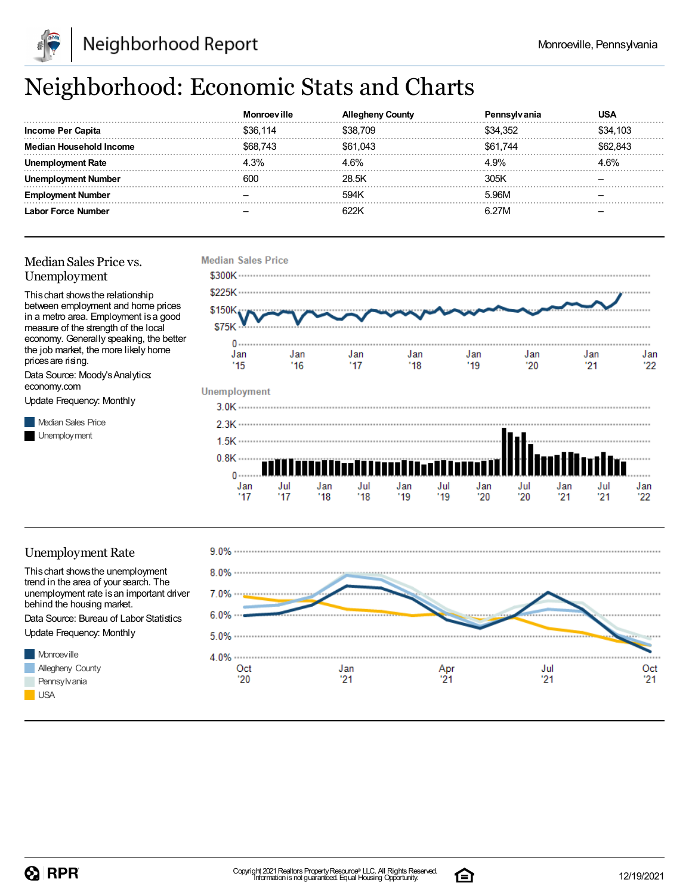# Neighborhood: Economic Stats and Charts

| | Monroeville | Allegheny County | Pennsylvania | USA |
|---|---|---|---|---|
| **Income Per Capita** | $36,114 | $38,709 | $34,352 | $34,103 |
| **Median Household Income** | $68,743 | $61,043 | $61,744 | $62,843 |
| **Unemployment Rate** | 4.3% | 4.6% | 4.9% | 4.6% |
| **Unemployment Number** | 600 | 28.5K | 305K | – |
| **Employment Number** | – | 594K | 5.96M | – |
| **Labor Force Number** | – | 622K | 6.27M | – |

## Median Sales Price vs. Unemployment

This chart shows the relationship between employment and home prices in a metro area. Employment is a good measure of the strength of the local economy. Generally speaking, the better the job market, the more likely home prices are rising.

Data Source: Moody's Analytics: economy.com

Update Frequency: Monthly

Median Sales Price

Unemployment

## Unemployment Rate

This chart shows the unemployment trend in the area of your search. The unemployment rate is an important driver behind the housing market.

Data Source: Bureau of Labor Statistics

Update Frequency: Monthly

Monroeville

Allegheny County

Pennsylvania

USA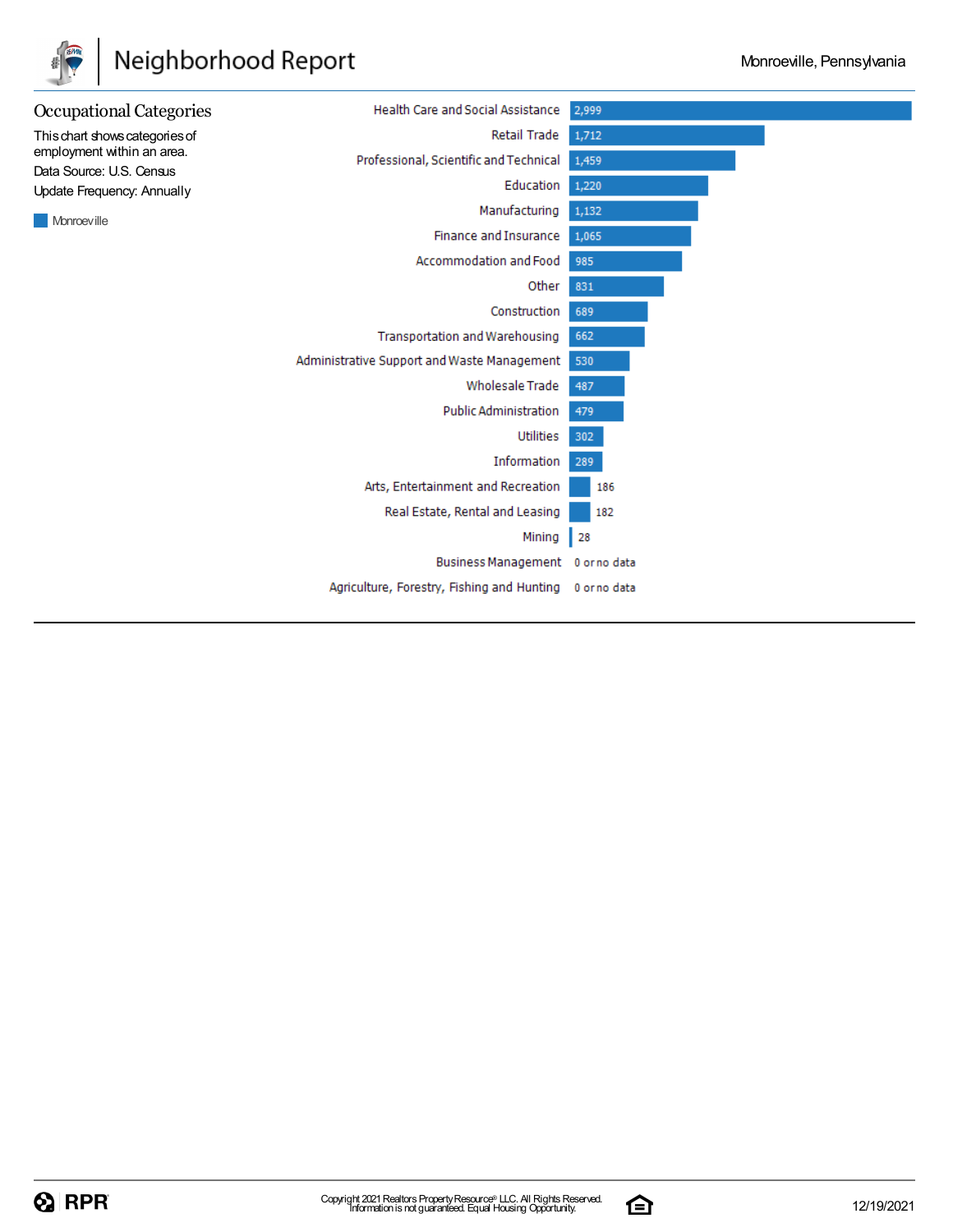## Occupational Categories

This chart shows categories of employment within an area.

Data Source: U.S. Census

Update Frequency: Annually

Monroeville

| Category | Monroeville |
|---|---|
| Health Care and Social Assistance | 2,999 |
| Retail Trade | 1,712 |
| Professional, Scientific and Technical | 1,459 |
| Education | 1,220 |
| Manufacturing | 1,132 |
| Finance and Insurance | 1,065 |
| Accommodation and Food | 985 |
| Other | 831 |
| Construction | 689 |
| Transportation and Warehousing | 662 |
| Administrative Support and Waste Management | 530 |
| Wholesale Trade | 487 |
| Public Administration | 479 |
| Utilities | 302 |
| Information | 289 |
| Arts, Entertainment and Recreation | 186 |
| Real Estate, Rental and Leasing | 182 |
| Mining | 28 |
| Business Management | 0 or no data |
| Agriculture, Forestry, Fishing and Hunting | 0 or no data |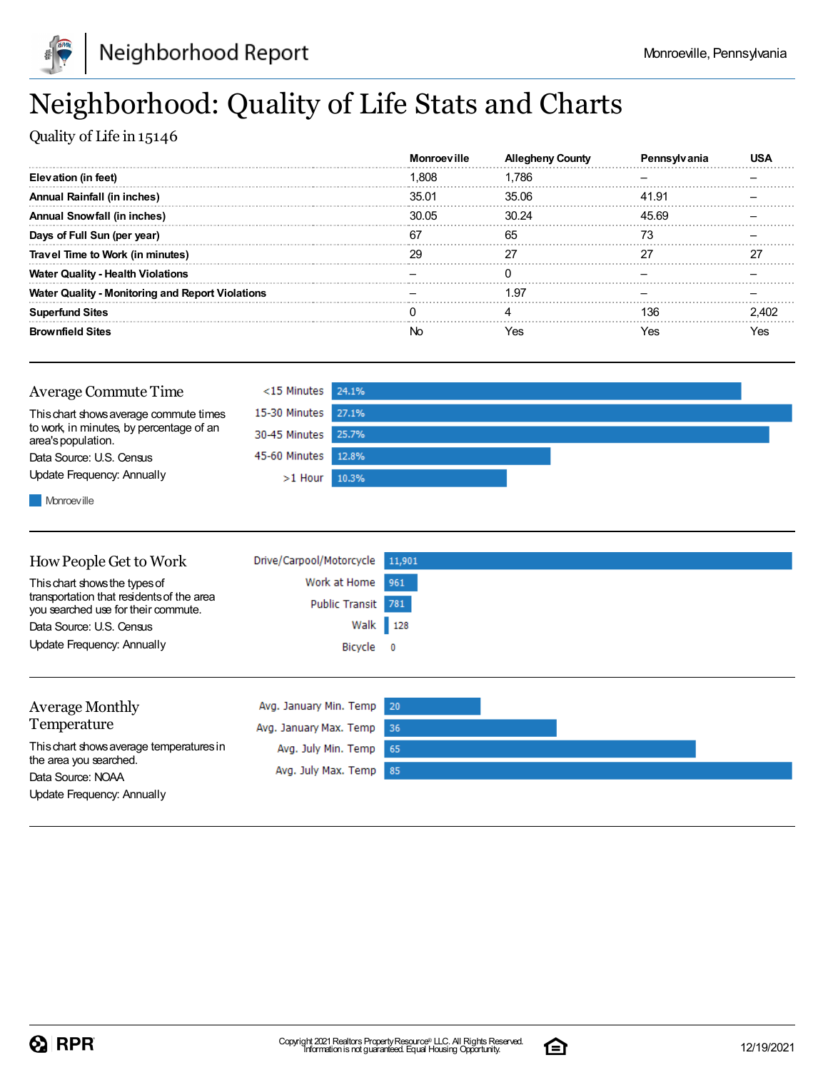# Neighborhood: Quality of Life Stats and Charts

Quality of Life in 15146

| | Monroeville | Allegheny County | Pennsylvania | USA |
|---|---|---|---|---|
| **Elevation (in feet)** | 1,808 | 1,786 | – | – |
| **Annual Rainfall (in inches)** | 35.01 | 35.06 | 41.91 | – |
| **Annual Snowfall (in inches)** | 30.05 | 30.24 | 45.69 | – |
| **Days of Full Sun (per year)** | 67 | 65 | 73 | – |
| **Travel Time to Work (in minutes)** | 29 | 27 | 27 | 27 |
| **Water Quality - Health Violations** | – | 0 | – | – |
| **Water Quality - Monitoring and Report Violations** | – | 1.97 | – | – |
| **Superfund Sites** | 0 | 4 | 136 | 2,402 |
| **Brownfield Sites** | No | Yes | Yes | Yes |

## Average Commute Time

This chart shows average commute times to work, in minutes, by percentage of an area's population.

Data Source: U.S. Census

Update Frequency: Annually

| Commute Time | Monroeville |
|---|---|
| <15 Minutes | 24.1% |
| 15-30 Minutes | 27.1% |
| 30-45 Minutes | 25.7% |
| 45-60 Minutes | 12.8% |
| >1 Hour | 10.3% |

## How People Get to Work

This chart shows the types of transportation that residents of the area you searched use for their commute.

Data Source: U.S. Census

Update Frequency: Annually

| Transportation | Count |
|---|---|
| Drive/Carpool/Motorcycle | 11,901 |
| Work at Home | 961 |
| Public Transit | 781 |
| Walk | 128 |
| Bicycle | 0 |

## Average Monthly Temperature

This chart shows average temperatures in the area you searched.

Data Source: NOAA

Update Frequency: Annually

| Measure | Temp |
|---|---|
| Avg. January Min. Temp | 20 |
| Avg. January Max. Temp | 36 |
| Avg. July Min. Temp | 65 |
| Avg. July Max. Temp | 85 |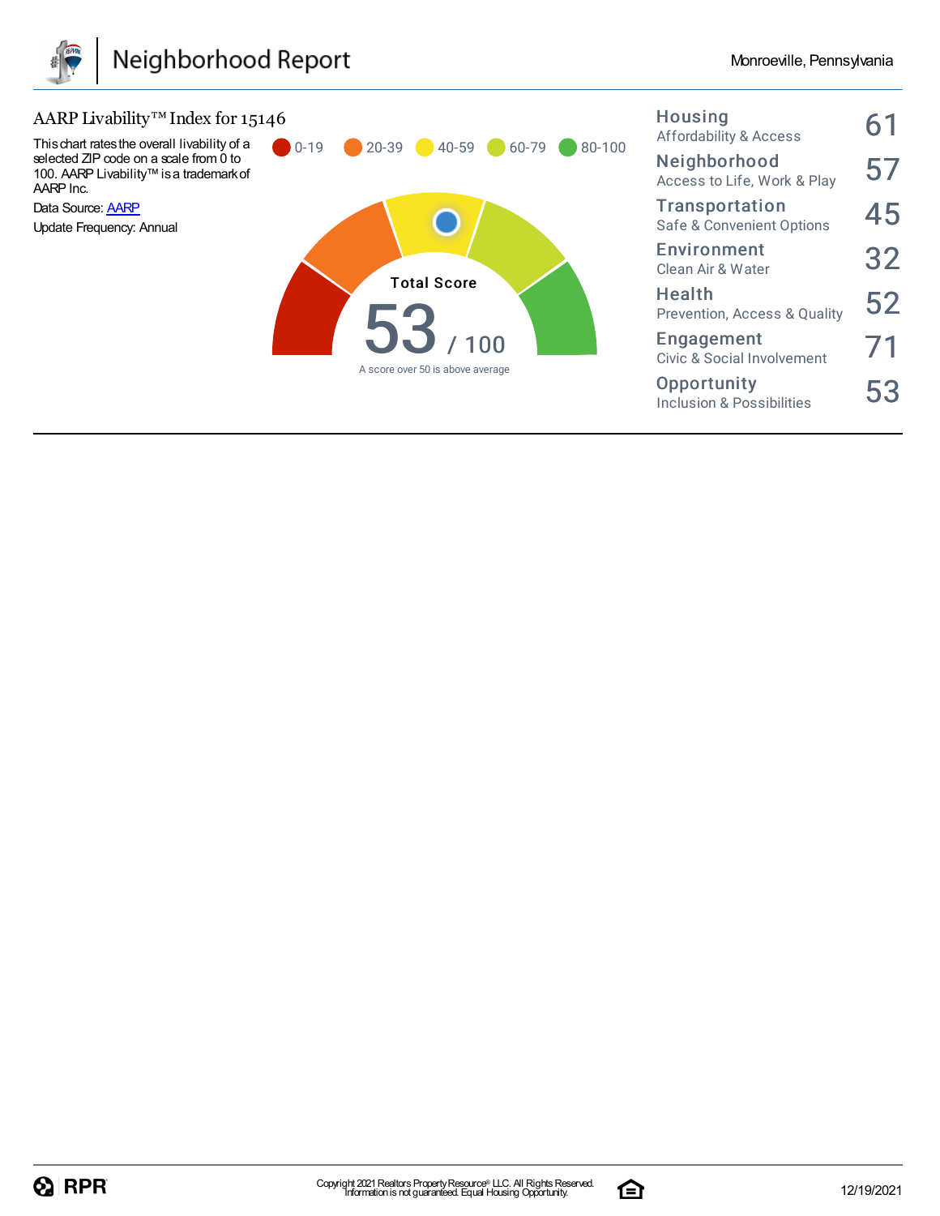## AARP Livability™ Index for 15146

This chart rates the overall livability of a selected ZIP code on a scale from 0 to 100. AARP Livability™ is a trademark of AARP Inc.

Data Source: AARP

Update Frequency: Annual

0-19 | 20-39 | 40-59 | 60-79 | 80-100

**Total Score**

**53** / 100

A score over 50 is above average

| Category | Score |
|---|---|
| **Housing** Affordability & Access | 61 |
| **Neighborhood** Access to Life, Work & Play | 57 |
| **Transportation** Safe & Convenient Options | 45 |
| **Environment** Clean Air & Water | 32 |
| **Health** Prevention, Access & Quality | 52 |
| **Engagement** Civic & Social Involvement | 71 |
| **Opportunity** Inclusion & Possibilities | 53 |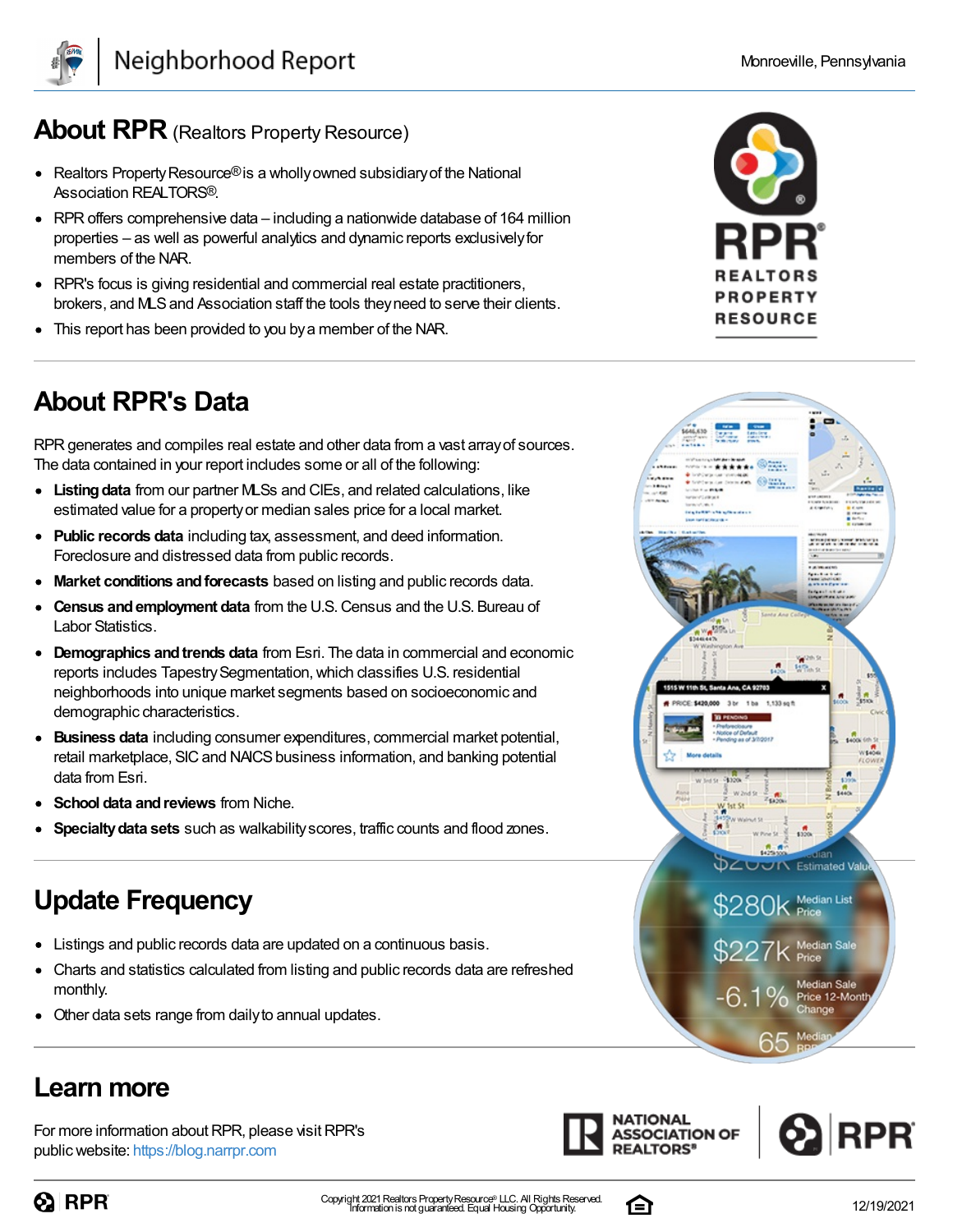## About RPR (Realtors Property Resource)

- Realtors Property Resource® is a wholly owned subsidiary of the National Association REALTORS®.
- RPR offers comprehensive data – including a nationwide database of 164 million properties – as well as powerful analytics and dynamic reports exclusively for members of the NAR.
- RPR's focus is giving residential and commercial real estate practitioners, brokers, and MLS and Association staff the tools they need to serve their clients.
- This report has been provided to you by a member of the NAR.

## About RPR's Data

RPR generates and compiles real estate and other data from a vast array of sources. The data contained in your report includes some or all of the following:

- **Listing data** from our partner MLSs and CIEs, and related calculations, like estimated value for a property or median sales price for a local market.
- **Public records data** including tax, assessment, and deed information. Foreclosure and distressed data from public records.
- **Market conditions and forecasts** based on listing and public records data.
- **Census and employment data** from the U.S. Census and the U.S. Bureau of Labor Statistics.
- **Demographics and trends data** from Esri. The data in commercial and economic reports includes Tapestry Segmentation, which classifies U.S. residential neighborhoods into unique market segments based on socioeconomic and demographic characteristics.
- **Business data** including consumer expenditures, commercial market potential, retail marketplace, SIC and NAICS business information, and banking potential data from Esri.
- **School data and reviews** from Niche.
- **Specialty data sets** such as walkability scores, traffic counts and flood zones.

## Update Frequency

- Listings and public records data are updated on a continuous basis.
- Charts and statistics calculated from listing and public records data are refreshed monthly.
- Other data sets range from daily to annual updates.

## Learn more

For more information about RPR, please visit RPR's public website: https://blog.narrpr.com